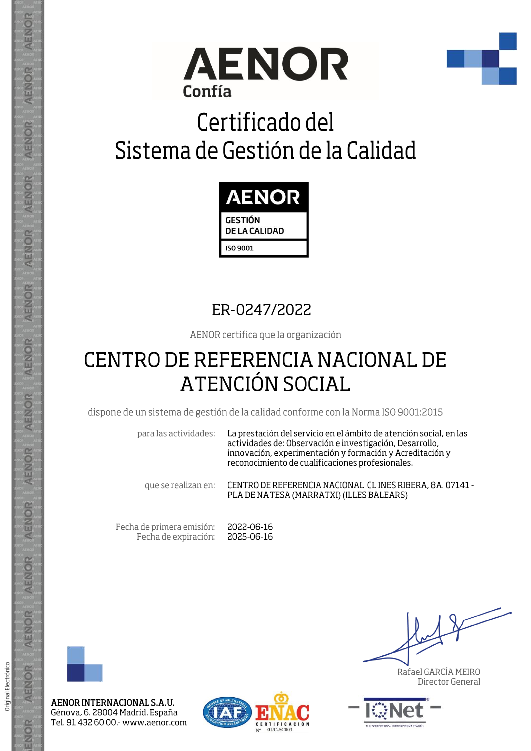AENOR

Confía

# Certificado del Sistema de Gestión de la Calidad

AENOR

GESTIÓN DE LA CALIDAD

ISO 9001

## ER-0247/2022

AENOR certifica que la organización

# CENTRO DE REFERENCIA NACIONAL DE ATENCIÓN SOCIAL

dispone de un sistema de gestión de la calidad conforme con la Norma ISO 9001:2015

para las actividades: La prestación del servicio en el ámbito de atención social, en las actividades de: Observación e investigación, Desarrollo, innovación, experimentación y formación y Acreditación y reconocimiento de cualificaciones profesionales.

que se realizan en: CENTRO DE REFERENCIA NACIONAL CL INES RIBERA, 8A. 07141 - PLA DE NA TESA (MARRATXI) (ILLES BALEARS)

Fecha de primera emisión: 2022-06-16

Fecha de expiración: 2025-06-16

Rafael GARCÍA MEIRO

Director General

**AENOR INTERNACIONAL S.A.U.**

Génova, 6. 28004 Madrid. España

Tel. 91 432 60 00.- www.aenor.com

ENAC CERTIFICACIÓN Nº 01/C-SC003

IQNet

Original Electrónico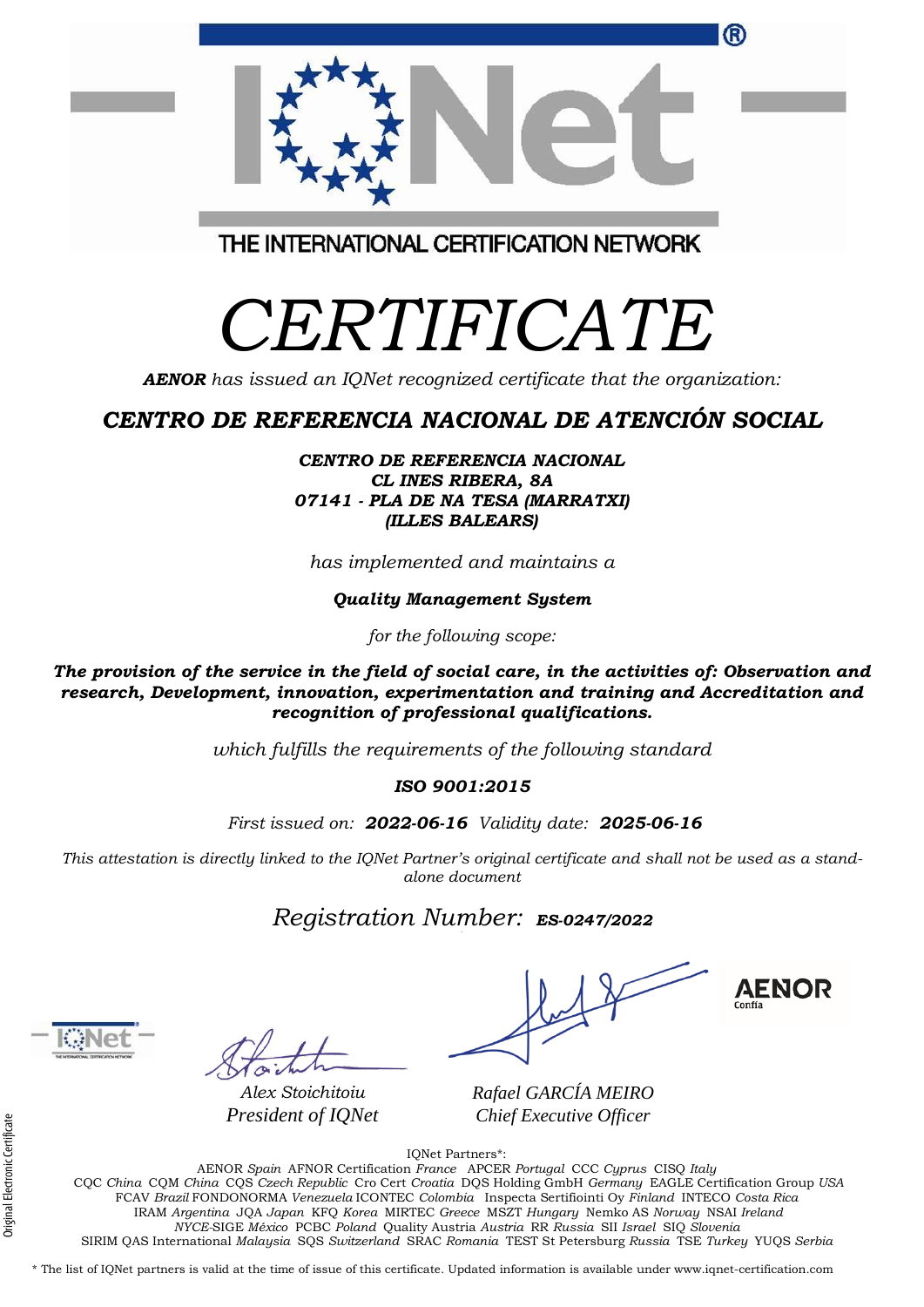THE INTERNATIONAL CERTIFICATION NETWORK

# CERTIFICATE

***AENOR*** *has issued an IQNet recognized certificate that the organization:*

## *CENTRO DE REFERENCIA NACIONAL DE ATENCIÓN SOCIAL*

***CENTRO DE REFERENCIA NACIONAL***
***CL INES RIBERA, 8A***
***07141 - PLA DE NA TESA (MARRATXI)***
***(ILLES BALEARS)***

*has implemented and maintains a*

***Quality Management System***

*for the following scope:*

***The provision of the service in the field of social care, in the activities of: Observation and research, Development, innovation, experimentation and training and Accreditation and recognition of professional qualifications.***

*which fulfills the requirements of the following standard*

***ISO 9001:2015***

*First issued on:* ***2022-06-16*** *Validity date:* ***2025-06-16***

*This attestation is directly linked to the IQNet Partner's original certificate and shall not be used as a stand-alone document*

*Registration Number:* ***ES-0247/2022***

*Alex Stoichitoiu*
*President of IQNet*

*Rafael GARCÍA MEIRO*
*Chief Executive Officer*

AENOR Confía

Original Electronic Certificate

IQNet Partners*:
AENOR *Spain* AFNOR Certification *France* APCER *Portugal* CCC *Cyprus* CISQ *Italy*
CQC *China* CQM *China* CQS *Czech Republic* Cro Cert *Croatia* DQS Holding GmbH *Germany* EAGLE Certification Group *USA*
FCAV *Brazil* FONDONORMA *Venezuela* ICONTEC *Colombia* Inspecta Sertifiointi Oy *Finland* INTECO *Costa Rica*
IRAM *Argentina* JQA *Japan* KFQ *Korea* MIRTEC *Greece* MSZT *Hungary* Nemko AS *Norway* NSAI *Ireland*
*NYCE*-SIGE *México* PCBC *Poland* Quality Austria *Austria* RR *Russia* SII *Israel* SIQ *Slovenia*
SIRIM QAS International *Malaysia* SQS *Switzerland* SRAC *Romania* TEST St Petersburg *Russia* TSE *Turkey* YUQS *Serbia*

* The list of IQNet partners is valid at the time of issue of this certificate. Updated information is available under www.iqnet-certification.com